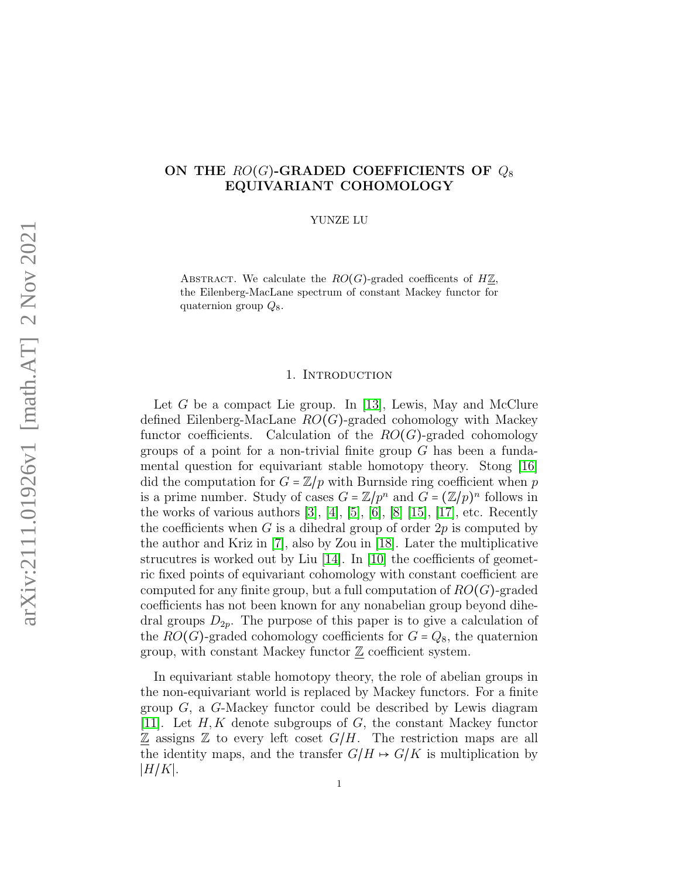# ON THE $RO(G)$-GRADED COEFFICIENTS OF $Q_8$ EQUIVARIANT COHOMOLOGY

YUNZE LU

Abstract. We calculate the $RO(G)$-graded coefficents of $H\underline{\mathbb{Z}}$, the Eilenberg-MacLane spectrum of constant Mackey functor for quaternion group $Q_8$.

## 1. Introduction

Let $G$ be a compact Lie group. In [13], Lewis, May and McClure defined Eilenberg-MacLane $RO(G)$-graded cohomology with Mackey functor coefficients. Calculation of the $RO(G)$-graded cohomology groups of a point for a non-trivial finite group $G$ has been a fundamental question for equivariant stable homotopy theory. Stong [16] did the computation for $G = \mathbb{Z}/p$ with Burnside ring coefficient when $p$ is a prime number. Study of cases $G = \mathbb{Z}/p^n$ and $G = (\mathbb{Z}/p)^n$ follows in the works of various authors [3], [4], [5], [6], [8] [15], [17], etc. Recently the coefficients when $G$ is a dihedral group of order $2p$ is computed by the author and Kriz in [7], also by Zou in [18]. Later the multiplicative strucutres is worked out by Liu [14]. In [10] the coefficients of geometric fixed points of equivariant cohomology with constant coefficient are computed for any finite group, but a full computation of $RO(G)$-graded coefficients has not been known for any nonabelian group beyond dihedral groups $D_{2p}$. The purpose of this paper is to give a calculation of the $RO(G)$-graded cohomology coefficients for $G = Q_8$, the quaternion group, with constant Mackey functor $\underline{\mathbb{Z}}$ coefficient system.

In equivariant stable homotopy theory, the role of abelian groups in the non-equivariant world is replaced by Mackey functors. For a finite group $G$, a $G$-Mackey functor could be described by Lewis diagram [11]. Let $H, K$ denote subgroups of $G$, the constant Mackey functor $\underline{\mathbb{Z}}$ assigns $\mathbb{Z}$ to every left coset $G/H$. The restriction maps are all the identity maps, and the transfer $G/H \mapsto G/K$ is multiplication by $|H/K|$.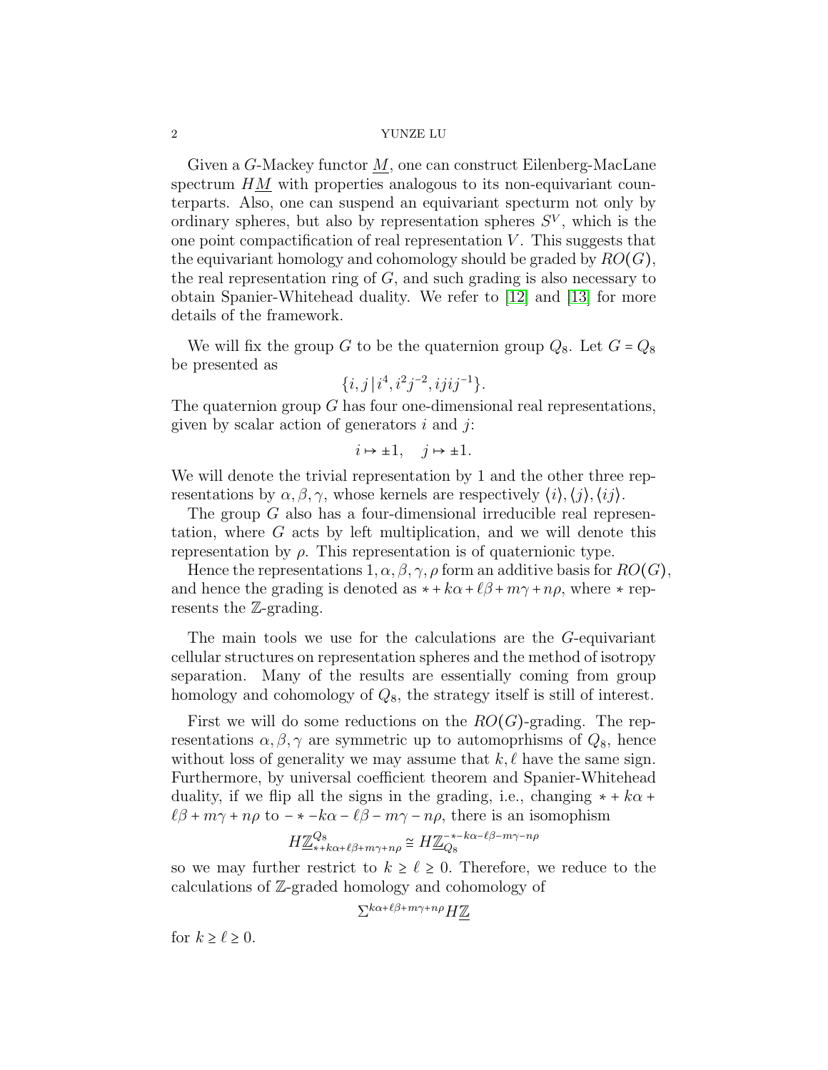Given a $G$-Mackey functor $\underline{M}$, one can construct Eilenberg-MacLane spectrum $H\underline{M}$ with properties analogous to its non-equivariant counterparts. Also, one can suspend an equivariant specturm not only by ordinary spheres, but also by representation spheres $S^V$, which is the one point compactification of real representation $V$. This suggests that the equivariant homology and cohomology should be graded by $RO(G)$, the real representation ring of $G$, and such grading is also necessary to obtain Spanier-Whitehead duality. We refer to [12] and [13] for more details of the framework.

We will fix the group $G$ to be the quaternion group $Q_8$. Let $G = Q_8$ be presented as

$$\{i, j \,|\, i^4, i^2 j^{-2}, iji j^{-1}\}.$$

The quaternion group $G$ has four one-dimensional real representations, given by scalar action of generators $i$ and $j$:

$$i \mapsto \pm 1, \quad j \mapsto \pm 1.$$

We will denote the trivial representation by 1 and the other three representations by $\alpha, \beta, \gamma$, whose kernels are respectively $\langle i \rangle, \langle j \rangle, \langle ij \rangle$.

The group $G$ also has a four-dimensional irreducible real representation, where $G$ acts by left multiplication, and we will denote this representation by $\rho$. This representation is of quaternionic type.

Hence the representations $1, \alpha, \beta, \gamma, \rho$ form an additive basis for $RO(G)$, and hence the grading is denoted as $* + k\alpha + \ell\beta + m\gamma + n\rho$, where $*$ represents the $\mathbb{Z}$-grading.

The main tools we use for the calculations are the $G$-equivariant cellular structures on representation spheres and the method of isotropy separation. Many of the results are essentially coming from group homology and cohomology of $Q_8$, the strategy itself is still of interest.

First we will do some reductions on the $RO(G)$-grading. The representations $\alpha, \beta, \gamma$ are symmetric up to automoprhisms of $Q_8$, hence without loss of generality we may assume that $k, \ell$ have the same sign. Furthermore, by universal coefficient theorem and Spanier-Whitehead duality, if we flip all the signs in the grading, i.e., changing $* + k\alpha + \ell\beta + m\gamma + n\rho$ to $-* - k\alpha - \ell\beta - m\gamma - n\rho$, there is an isomophism

$$H\underline{\mathbb{Z}}^{Q_8}_{*+k\alpha+\ell\beta+m\gamma+n\rho} \cong H\underline{\mathbb{Z}}_{Q_8}^{-*-k\alpha-\ell\beta-m\gamma-n\rho}$$

so we may further restrict to $k \geq \ell \geq 0$. Therefore, we reduce to the calculations of $\mathbb{Z}$-graded homology and cohomology of

$$\Sigma^{k\alpha+\ell\beta+m\gamma+n\rho} H\underline{\mathbb{Z}}$$

for $k \geq \ell \geq 0$.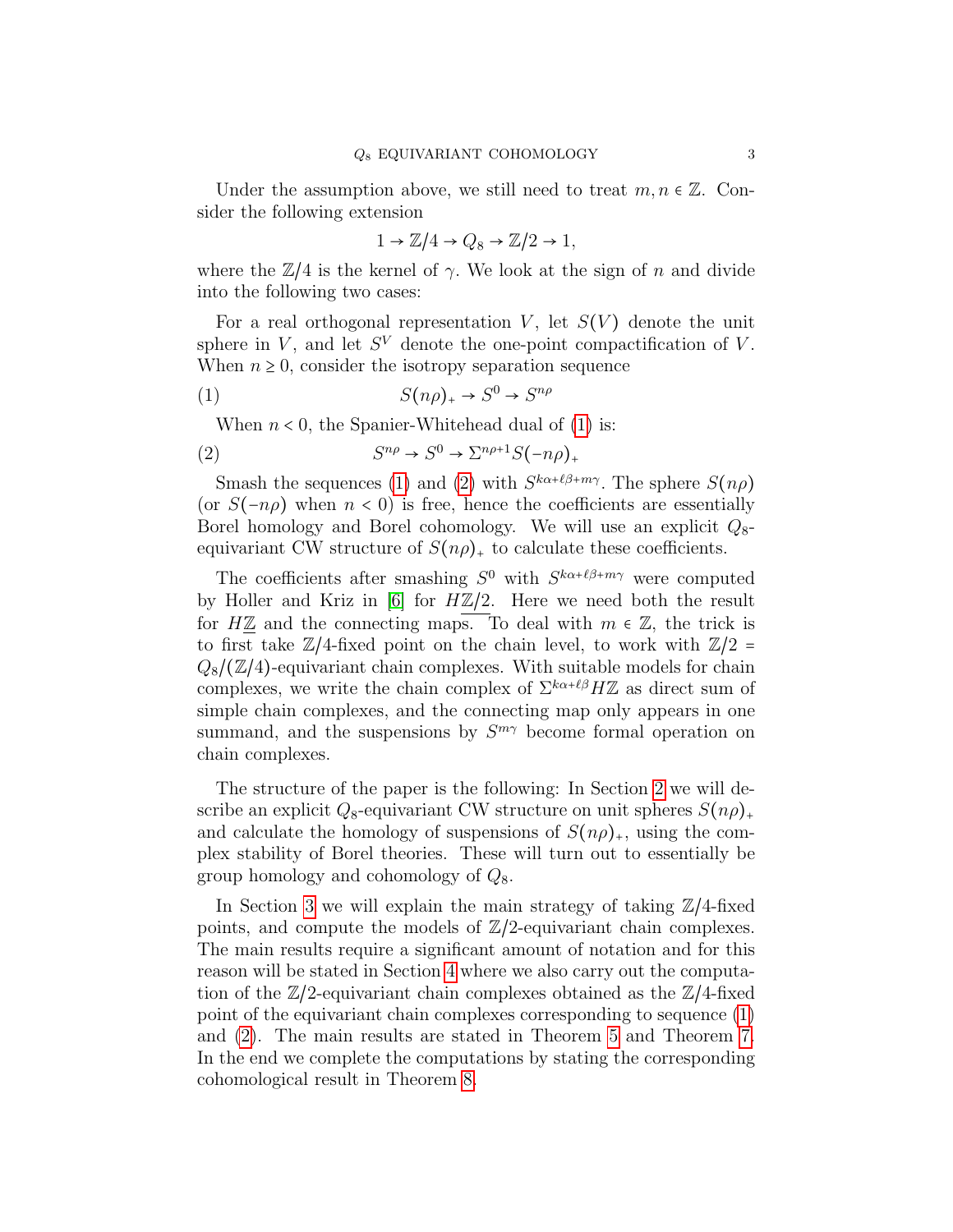Under the assumption above, we still need to treat $m, n \in \mathbb{Z}$. Consider the following extension

$$1 \to \mathbb{Z}/4 \to Q_8 \to \mathbb{Z}/2 \to 1,$$

where the $\mathbb{Z}/4$ is the kernel of $\gamma$. We look at the sign of $n$ and divide into the following two cases:

For a real orthogonal representation $V$, let $S(V)$ denote the unit sphere in $V$, and let $S^V$ denote the one-point compactification of $V$. When $n \geq 0$, consider the isotropy separation sequence

$$S(n\rho)_+ \to S^0 \to S^{n\rho} \tag{1}$$

When $n < 0$, the Spanier-Whitehead dual of (1) is:

$$S^{n\rho} \to S^0 \to \Sigma^{n\rho+1} S(-n\rho)_+ \tag{2}$$

Smash the sequences (1) and (2) with $S^{k\alpha+\ell\beta+m\gamma}$. The sphere $S(n\rho)$ (or $S(-n\rho)$ when $n < 0$) is free, hence the coefficients are essentially Borel homology and Borel cohomology. We will use an explicit $Q_8$-equivariant CW structure of $S(n\rho)_+$ to calculate these coefficients.

The coefficients after smashing $S^0$ with $S^{k\alpha+\ell\beta+m\gamma}$ were computed by Holler and Kriz in [6] for $H\underline{\mathbb{Z}/2}$. Here we need both the result for $H\underline{\mathbb{Z}}$ and the connecting maps. To deal with $m \in \mathbb{Z}$, the trick is to first take $\mathbb{Z}/4$-fixed point on the chain level, to work with $\mathbb{Z}/2 = Q_8/(\mathbb{Z}/4)$-equivariant chain complexes. With suitable models for chain complexes, we write the chain complex of $\Sigma^{k\alpha+\ell\beta} H\mathbb{Z}$ as direct sum of simple chain complexes, and the connecting map only appears in one summand, and the suspensions by $S^{m\gamma}$ become formal operation on chain complexes.

The structure of the paper is the following: In Section 2 we will describe an explicit $Q_8$-equivariant CW structure on unit spheres $S(n\rho)_+$ and calculate the homology of suspensions of $S(n\rho)_+$, using the complex stability of Borel theories. These will turn out to essentially be group homology and cohomology of $Q_8$.

In Section 3 we will explain the main strategy of taking $\mathbb{Z}/4$-fixed points, and compute the models of $\mathbb{Z}/2$-equivariant chain complexes. The main results require a significant amount of notation and for this reason will be stated in Section 4 where we also carry out the computation of the $\mathbb{Z}/2$-equivariant chain complexes obtained as the $\mathbb{Z}/4$-fixed point of the equivariant chain complexes corresponding to sequence (1) and (2). The main results are stated in Theorem 5 and Theorem 7. In the end we complete the computations by stating the corresponding cohomological result in Theorem 8.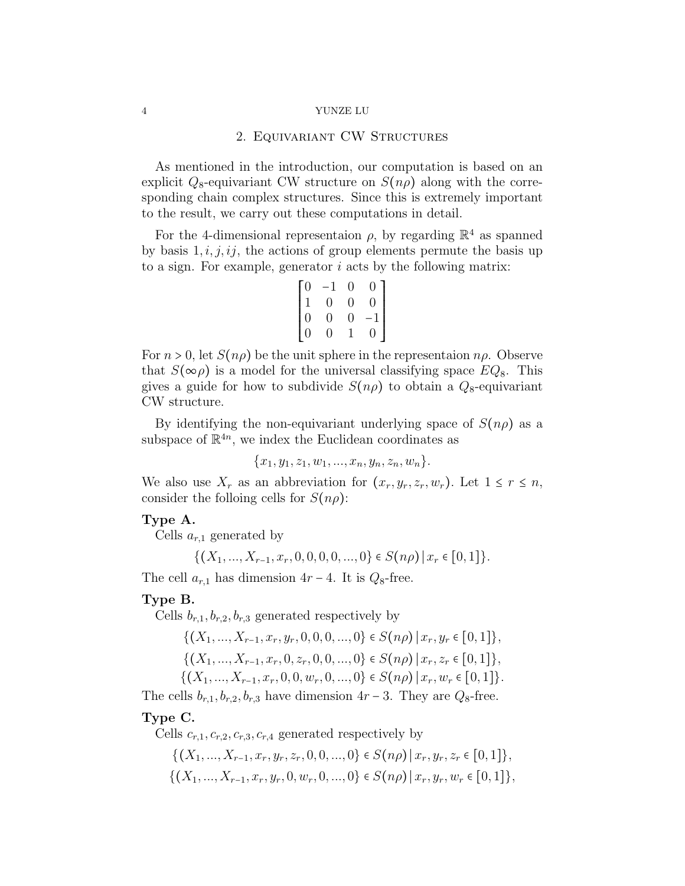## 2. Equivariant CW Structures

As mentioned in the introduction, our computation is based on an explicit $Q_8$-equivariant CW structure on $S(n\rho)$ along with the corresponding chain complex structures. Since this is extremely important to the result, we carry out these computations in detail.

For the 4-dimensional representaion $\rho$, by regarding $\mathbb{R}^4$ as spanned by basis $1, i, j, ij$, the actions of group elements permute the basis up to a sign. For example, generator $i$ acts by the following matrix:

$$\begin{bmatrix} 0 & -1 & 0 & 0 \\ 1 & 0 & 0 & 0 \\ 0 & 0 & 0 & -1 \\ 0 & 0 & 1 & 0 \end{bmatrix}$$

For $n > 0$, let $S(n\rho)$ be the unit sphere in the representaion $n\rho$. Observe that $S(\infty\rho)$ is a model for the universal classifying space $EQ_8$. This gives a guide for how to subdivide $S(n\rho)$ to obtain a $Q_8$-equivariant CW structure.

By identifying the non-equivariant underlying space of $S(n\rho)$ as a subspace of $\mathbb{R}^{4n}$, we index the Euclidean coordinates as

$$\{x_1, y_1, z_1, w_1, ..., x_n, y_n, z_n, w_n\}.$$

We also use $X_r$ as an abbreviation for $(x_r, y_r, z_r, w_r)$. Let $1 \leq r \leq n$, consider the folloing cells for $S(n\rho)$:

**Type A.**

Cells $a_{r,1}$ generated by

$$\{(X_1, ..., X_{r-1}, x_r, 0, 0, 0, 0, ..., 0\} \in S(n\rho) \,|\, x_r \in [0, 1]\}.$$

The cell $a_{r,1}$ has dimension $4r - 4$. It is $Q_8$-free.

**Type B.**

Cells $b_{r,1}, b_{r,2}, b_{r,3}$ generated respectively by

$$\{(X_1, ..., X_{r-1}, x_r, y_r, 0, 0, 0, ..., 0\} \in S(n\rho) \,|\, x_r, y_r \in [0, 1]\},$$

$$\{(X_1, ..., X_{r-1}, x_r, 0, z_r, 0, 0, ..., 0\} \in S(n\rho) \,|\, x_r, z_r \in [0, 1]\},$$

$$\{(X_1, ..., X_{r-1}, x_r, 0, 0, w_r, 0, ..., 0\} \in S(n\rho) \,|\, x_r, w_r \in [0, 1]\}.$$

The cells $b_{r,1}, b_{r,2}, b_{r,3}$ have dimension $4r - 3$. They are $Q_8$-free.

**Type C.**

Cells $c_{r,1}, c_{r,2}, c_{r,3}, c_{r,4}$ generated respectively by

$$\{(X_1, ..., X_{r-1}, x_r, y_r, z_r, 0, 0, ..., 0\} \in S(n\rho) \,|\, x_r, y_r, z_r \in [0, 1]\},$$

$$\{(X_1, ..., X_{r-1}, x_r, y_r, 0, w_r, 0, ..., 0\} \in S(n\rho) \,|\, x_r, y_r, w_r \in [0, 1]\},$$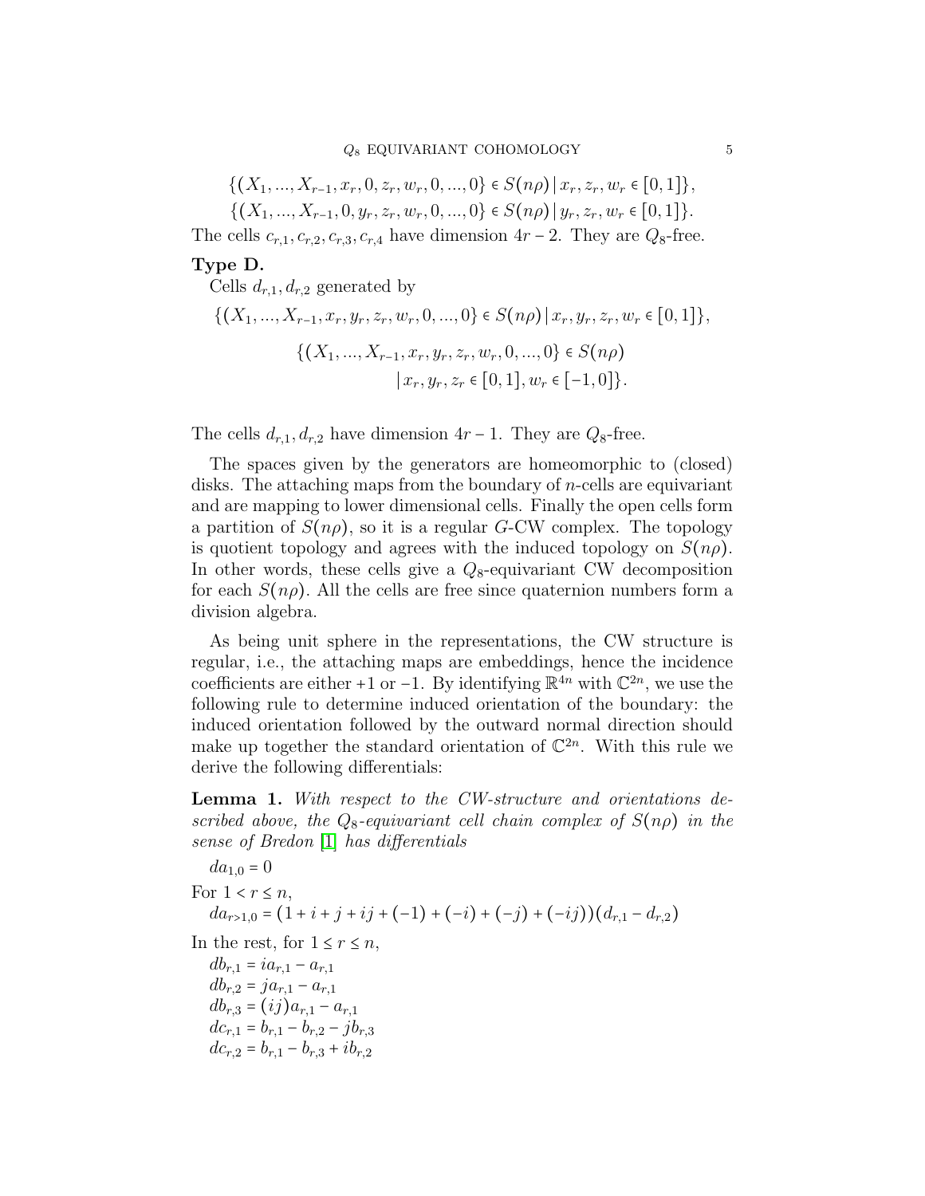$$\{(X_1, ..., X_{r-1}, x_r, 0, z_r, w_r, 0, ..., 0\} \in S(n\rho) \,|\, x_r, z_r, w_r \in [0,1]\},$$
$$\{(X_1, ..., X_{r-1}, 0, y_r, z_r, w_r, 0, ..., 0\} \in S(n\rho) \,|\, y_r, z_r, w_r \in [0,1]\}.$$

The cells $c_{r,1}, c_{r,2}, c_{r,3}, c_{r,4}$ have dimension $4r-2$. They are $Q_8$-free.

**Type D.**

Cells $d_{r,1}, d_{r,2}$ generated by

$$\{(X_1, ..., X_{r-1}, x_r, y_r, z_r, w_r, 0, ..., 0\} \in S(n\rho) \,|\, x_r, y_r, z_r, w_r \in [0,1]\},$$
$$\{(X_1, ..., X_{r-1}, x_r, y_r, z_r, w_r, 0, ..., 0\} \in S(n\rho) \\ \,|\, x_r, y_r, z_r \in [0,1], w_r \in [-1,0]\}.$$

The cells $d_{r,1}, d_{r,2}$ have dimension $4r-1$. They are $Q_8$-free.

The spaces given by the generators are homeomorphic to (closed) disks. The attaching maps from the boundary of $n$-cells are equivariant and are mapping to lower dimensional cells. Finally the open cells form a partition of $S(n\rho)$, so it is a regular $G$-CW complex. The topology is quotient topology and agrees with the induced topology on $S(n\rho)$. In other words, these cells give a $Q_8$-equivariant CW decomposition for each $S(n\rho)$. All the cells are free since quaternion numbers form a division algebra.

As being unit sphere in the representations, the CW structure is regular, i.e., the attaching maps are embeddings, hence the incidence coefficients are either $+1$ or $-1$. By identifying $\mathbb{R}^{4n}$ with $\mathbb{C}^{2n}$, we use the following rule to determine induced orientation of the boundary: the induced orientation followed by the outward normal direction should make up together the standard orientation of $\mathbb{C}^{2n}$. With this rule we derive the following differentials:

**Lemma 1.** *With respect to the CW-structure and orientations described above, the $Q_8$-equivariant cell chain complex of $S(n\rho)$ in the sense of Bredon [1] has differentials*

$da_{1,0} = 0$

For $1 < r \le n$,

$da_{r>1,0} = (1 + i + j + ij + (-1) + (-i) + (-j) + (-ij))(d_{r,1} - d_{r,2})$

In the rest, for $1 \le r \le n$,

$db_{r,1} = ia_{r,1} - a_{r,1}$

$db_{r,2} = ja_{r,1} - a_{r,1}$

$db_{r,3} = (ij)a_{r,1} - a_{r,1}$

$dc_{r,1} = b_{r,1} - b_{r,2} - jb_{r,3}$

$dc_{r,2} = b_{r,1} - b_{r,3} + ib_{r,2}$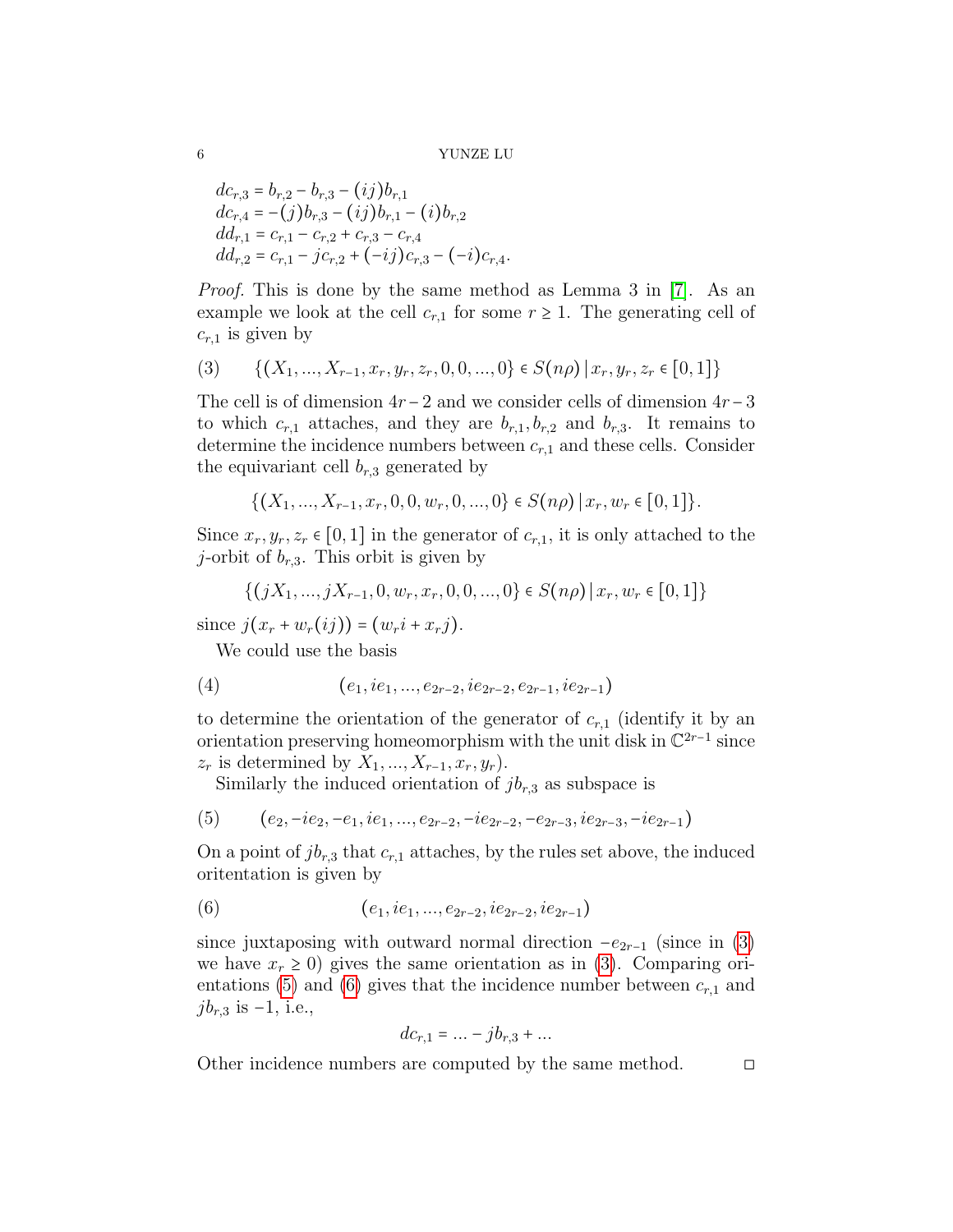$$dc_{r,3} = b_{r,2} - b_{r,3} - (ij)b_{r,1}$$
$$dc_{r,4} = -(j)b_{r,3} - (ij)b_{r,1} - (i)b_{r,2}$$
$$dd_{r,1} = c_{r,1} - c_{r,2} + c_{r,3} - c_{r,4}$$
$$dd_{r,2} = c_{r,1} - jc_{r,2} + (-ij)c_{r,3} - (-i)c_{r,4}.$$

*Proof.* This is done by the same method as Lemma 3 in [7]. As an example we look at the cell $c_{r,1}$ for some $r \geq 1$. The generating cell of $c_{r,1}$ is given by

$$\{(X_1, ..., X_{r-1}, x_r, y_r, z_r, 0, 0, ..., 0\} \in S(n\rho) \mid x_r, y_r, z_r \in [0,1]\} \tag{3}$$

The cell is of dimension $4r-2$ and we consider cells of dimension $4r-3$ to which $c_{r,1}$ attaches, and they are $b_{r,1}, b_{r,2}$ and $b_{r,3}$. It remains to determine the incidence numbers between $c_{r,1}$ and these cells. Consider the equivariant cell $b_{r,3}$ generated by

$$\{(X_1, ..., X_{r-1}, x_r, 0, 0, w_r, 0, ..., 0\} \in S(n\rho) \mid x_r, w_r \in [0,1]\}.$$

Since $x_r, y_r, z_r \in [0,1]$ in the generator of $c_{r,1}$, it is only attached to the $j$-orbit of $b_{r,3}$. This orbit is given by

$$\{(jX_1, ..., jX_{r-1}, 0, w_r, x_r, 0, 0, ..., 0\} \in S(n\rho) \mid x_r, w_r \in [0,1]\}$$

since $j(x_r + w_r(ij)) = (w_r i + x_r j)$.

We could use the basis

$$(e_1, ie_1, ..., e_{2r-2}, ie_{2r-2}, e_{2r-1}, ie_{2r-1}) \tag{4}$$

to determine the orientation of the generator of $c_{r,1}$ (identify it by an orientation preserving homeomorphism with the unit disk in $\mathbb{C}^{2r-1}$ since $z_r$ is determined by $X_1, ..., X_{r-1}, x_r, y_r$).

Similarly the induced orientation of $jb_{r,3}$ as subspace is

$$(e_2, -ie_2, -e_1, ie_1, ..., e_{2r-2}, -ie_{2r-2}, -e_{2r-3}, ie_{2r-3}, -ie_{2r-1}) \tag{5}$$

On a point of $jb_{r,3}$ that $c_{r,1}$ attaches, by the rules set above, the induced oritentation is given by

$$(e_1, ie_1, ..., e_{2r-2}, ie_{2r-2}, ie_{2r-1}) \tag{6}$$

since juxtaposing with outward normal direction $-e_{2r-1}$ (since in (3) we have $x_r \geq 0$) gives the same orientation as in (3). Comparing orientations (5) and (6) gives that the incidence number between $c_{r,1}$ and $jb_{r,3}$ is $-1$, i.e.,

$$dc_{r,1} = ... - jb_{r,3} + ...$$

Other incidence numbers are computed by the same method. □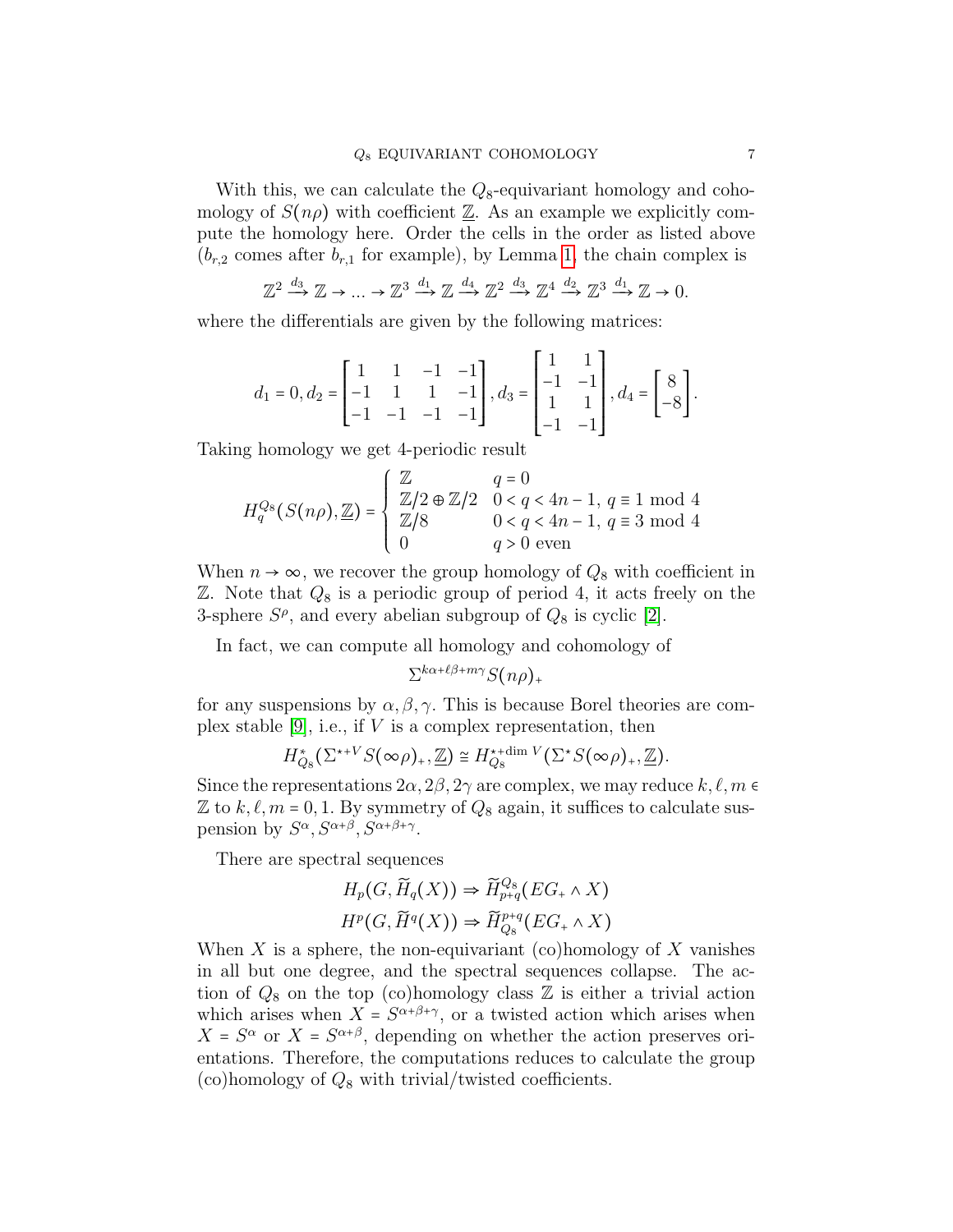With this, we can calculate the $Q_8$-equivariant homology and cohomology of $S(n\rho)$ with coefficient $\underline{\mathbb{Z}}$. As an example we explicitly compute the homology here. Order the cells in the order as listed above ($b_{r,2}$ comes after $b_{r,1}$ for example), by Lemma 1, the chain complex is

$$\mathbb{Z}^2 \xrightarrow{d_3} \mathbb{Z} \to \dots \to \mathbb{Z}^3 \xrightarrow{d_1} \mathbb{Z} \xrightarrow{d_4} \mathbb{Z}^2 \xrightarrow{d_3} \mathbb{Z}^4 \xrightarrow{d_2} \mathbb{Z}^3 \xrightarrow{d_1} \mathbb{Z} \to 0.$$

where the differentials are given by the following matrices:

$$d_1 = 0, d_2 = \begin{bmatrix} 1 & 1 & -1 & -1 \\ -1 & 1 & 1 & -1 \\ -1 & -1 & -1 & -1 \end{bmatrix}, d_3 = \begin{bmatrix} 1 & 1 \\ -1 & -1 \\ 1 & 1 \\ -1 & -1 \end{bmatrix}, d_4 = \begin{bmatrix} 8 \\ -8 \end{bmatrix}.$$

Taking homology we get 4-periodic result

$$H_q^{Q_8}(S(n\rho), \underline{\mathbb{Z}}) = \begin{cases} \mathbb{Z} & q = 0 \\ \mathbb{Z}/2 \oplus \mathbb{Z}/2 & 0 < q < 4n-1,\ q \equiv 1 \bmod 4 \\ \mathbb{Z}/8 & 0 < q < 4n-1,\ q \equiv 3 \bmod 4 \\ 0 & q > 0 \text{ even} \end{cases}$$

When $n \to \infty$, we recover the group homology of $Q_8$ with coefficient in $\mathbb{Z}$. Note that $Q_8$ is a periodic group of period 4, it acts freely on the 3-sphere $S^\rho$, and every abelian subgroup of $Q_8$ is cyclic [2].

In fact, we can compute all homology and cohomology of

$$\Sigma^{k\alpha+\ell\beta+m\gamma} S(n\rho)_+$$

for any suspensions by $\alpha, \beta, \gamma$. This is because Borel theories are complex stable [9], i.e., if $V$ is a complex representation, then

$$H^\star_{Q_8}(\Sigma^{\star+V} S(\infty\rho)_+, \underline{\mathbb{Z}}) \cong H^{\star+\dim V}_{Q_8}(\Sigma^\star S(\infty\rho)_+, \underline{\mathbb{Z}}).$$

Since the representations $2\alpha, 2\beta, 2\gamma$ are complex, we may reduce $k, \ell, m \in \mathbb{Z}$ to $k, \ell, m = 0, 1$. By symmetry of $Q_8$ again, it suffices to calculate suspension by $S^\alpha, S^{\alpha+\beta}, S^{\alpha+\beta+\gamma}$.

There are spectral sequences

$$H_p(G, \widetilde{H}_q(X)) \Rightarrow \widetilde{H}^{Q_8}_{p+q}(EG_+ \wedge X)$$
$$H^p(G, \widetilde{H}^q(X)) \Rightarrow \widetilde{H}^{p+q}_{Q_8}(EG_+ \wedge X)$$

When $X$ is a sphere, the non-equivariant (co)homology of $X$ vanishes in all but one degree, and the spectral sequences collapse. The action of $Q_8$ on the top (co)homology class $\mathbb{Z}$ is either a trivial action which arises when $X = S^{\alpha+\beta+\gamma}$, or a twisted action which arises when $X = S^\alpha$ or $X = S^{\alpha+\beta}$, depending on whether the action preserves orientations. Therefore, the computations reduces to calculate the group (co)homology of $Q_8$ with trivial/twisted coefficients.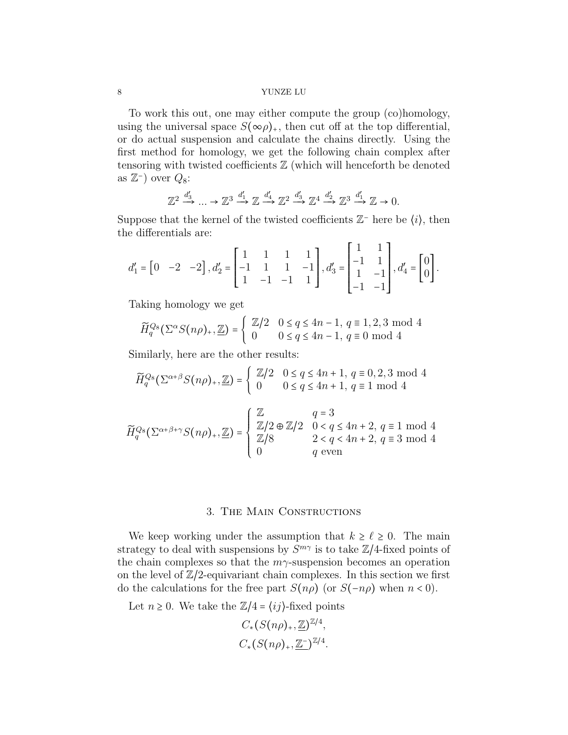To work this out, one may either compute the group (co)homology, using the universal space $S(\infty\rho)_+$, then cut off at the top differential, or do actual suspension and calculate the chains directly. Using the first method for homology, we get the following chain complex after tensoring with twisted coefficients $\mathbb{Z}$ (which will henceforth be denoted as $\mathbb{Z}^-$) over $Q_8$:

$$\mathbb{Z}^2 \xrightarrow{d_3'} \ldots \to \mathbb{Z}^3 \xrightarrow{d_1'} \mathbb{Z} \xrightarrow{d_4'} \mathbb{Z}^2 \xrightarrow{d_3'} \mathbb{Z}^4 \xrightarrow{d_2'} \mathbb{Z}^3 \xrightarrow{d_1'} \mathbb{Z} \to 0.$$

Suppose that the kernel of the twisted coefficients $\mathbb{Z}^-$ here be $\langle i \rangle$, then the differentials are:

$$d_1' = \begin{bmatrix} 0 & -2 & -2 \end{bmatrix}, d_2' = \begin{bmatrix} 1 & 1 & 1 & 1 \\ -1 & 1 & 1 & -1 \\ 1 & -1 & -1 & 1 \end{bmatrix}, d_3' = \begin{bmatrix} 1 & 1 \\ -1 & 1 \\ 1 & -1 \\ -1 & -1 \end{bmatrix}, d_4' = \begin{bmatrix} 0 \\ 0 \end{bmatrix}.$$

Taking homology we get

$$\widetilde{H}_q^{Q_8}(\Sigma^\alpha S(n\rho)_+, \underline{\mathbb{Z}}) = \begin{cases} \mathbb{Z}/2 & 0 \le q \le 4n-1,\ q \equiv 1,2,3 \bmod 4 \\ 0 & 0 \le q \le 4n-1,\ q \equiv 0 \bmod 4 \end{cases}$$

Similarly, here are the other results:

$$\widetilde{H}_q^{Q_8}(\Sigma^{\alpha+\beta} S(n\rho)_+, \underline{\mathbb{Z}}) = \begin{cases} \mathbb{Z}/2 & 0 \le q \le 4n+1,\ q \equiv 0,2,3 \bmod 4 \\ 0 & 0 \le q \le 4n+1,\ q \equiv 1 \bmod 4 \end{cases}$$

$$\widetilde{H}_q^{Q_8}(\Sigma^{\alpha+\beta+\gamma} S(n\rho)_+, \underline{\mathbb{Z}}) = \begin{cases} \mathbb{Z} & q = 3 \\ \mathbb{Z}/2 \oplus \mathbb{Z}/2 & 0 < q \le 4n+2,\ q \equiv 1 \bmod 4 \\ \mathbb{Z}/8 & 2 < q < 4n+2,\ q \equiv 3 \bmod 4 \\ 0 & q \text{ even} \end{cases}$$

## 3. The Main Constructions

We keep working under the assumption that $k \ge \ell \ge 0$. The main strategy to deal with suspensions by $S^{m\gamma}$ is to take $\mathbb{Z}/4$-fixed points of the chain complexes so that the $m\gamma$-suspension becomes an operation on the level of $\mathbb{Z}/2$-equivariant chain complexes. In this section we first do the calculations for the free part $S(n\rho)$ (or $S(-n\rho)$ when $n < 0$).

Let $n \ge 0$. We take the $\mathbb{Z}/4 = \langle ij \rangle$-fixed points

$$C_*(S(n\rho)_+, \underline{\mathbb{Z}})^{\mathbb{Z}/4},$$
$$C_*(S(n\rho)_+, \underline{\mathbb{Z}^-})^{\mathbb{Z}/4}.$$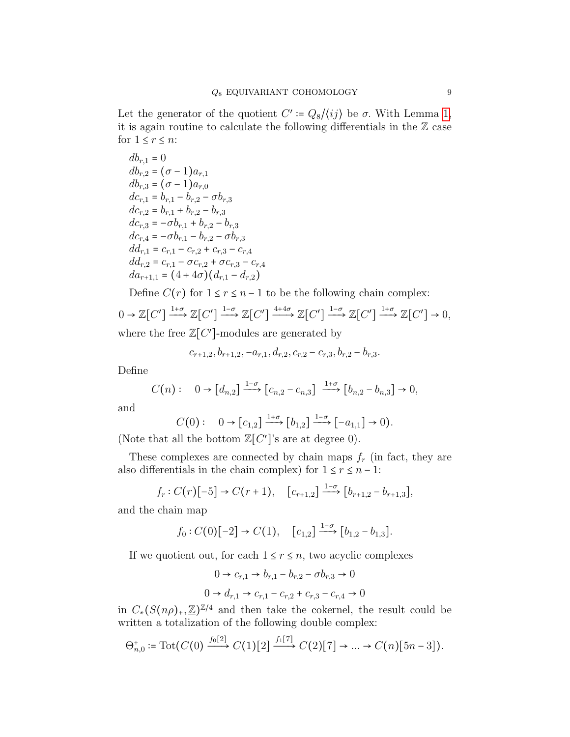Let the generator of the quotient $C' \coloneqq Q_8/\langle ij\rangle$ be $\sigma$. With Lemma 1, it is again routine to calculate the following differentials in the $\mathbb{Z}$ case for $1 \le r \le n$:

$$
\begin{aligned}
&db_{r,1} = 0\\
&db_{r,2} = (\sigma - 1)a_{r,1}\\
&db_{r,3} = (\sigma - 1)a_{r,0}\\
&dc_{r,1} = b_{r,1} - b_{r,2} - \sigma b_{r,3}\\
&dc_{r,2} = b_{r,1} + b_{r,2} - b_{r,3}\\
&dc_{r,3} = -\sigma b_{r,1} + b_{r,2} - b_{r,3}\\
&dc_{r,4} = -\sigma b_{r,1} - b_{r,2} - \sigma b_{r,3}\\
&dd_{r,1} = c_{r,1} - c_{r,2} + c_{r,3} - c_{r,4}\\
&dd_{r,2} = c_{r,1} - \sigma c_{r,2} + \sigma c_{r,3} - c_{r,4}\\
&da_{r+1,1} = (4 + 4\sigma)(d_{r,1} - d_{r,2})
\end{aligned}
$$

Define $C(r)$ for $1 \le r \le n-1$ to be the following chain complex:

$$0 \to \mathbb{Z}[C'] \xrightarrow{1+\sigma} \mathbb{Z}[C'] \xrightarrow{1-\sigma} \mathbb{Z}[C'] \xrightarrow{4+4\sigma} \mathbb{Z}[C'] \xrightarrow{1-\sigma} \mathbb{Z}[C'] \xrightarrow{1+\sigma} \mathbb{Z}[C'] \to 0,$$

where the free $\mathbb{Z}[C']$-modules are generated by

$$c_{r+1,2}, b_{r+1,2}, -a_{r,1}, d_{r,2}, c_{r,2} - c_{r,3}, b_{r,2} - b_{r,3}.$$

Define

$$C(n): \quad 0 \to [d_{n,2}] \xrightarrow{1-\sigma} [c_{n,2} - c_{n,3}] \xrightarrow{1+\sigma} [b_{n,2} - b_{n,3}] \to 0,$$

and

$$C(0): \quad 0 \to [c_{1,2}] \xrightarrow{1+\sigma} [b_{1,2}] \xrightarrow{1-\sigma} [-a_{1,1}] \to 0).$$

(Note that all the bottom $\mathbb{Z}[C']$'s are at degree 0).

These complexes are connected by chain maps $f_r$ (in fact, they are also differentials in the chain complex) for $1 \le r \le n-1$:

$$f_r : C(r)[-5] \to C(r+1), \quad [c_{r+1,2}] \xrightarrow{1-\sigma} [b_{r+1,2} - b_{r+1,3}],$$

and the chain map

$$f_0 : C(0)[-2] \to C(1), \quad [c_{1,2}] \xrightarrow{1-\sigma} [b_{1,2} - b_{1,3}].$$

If we quotient out, for each $1 \le r \le n$, two acyclic complexes

$$0 \to c_{r,1} \to b_{r,1} - b_{r,2} - \sigma b_{r,3} \to 0$$

$$0 \to d_{r,1} \to c_{r,1} - c_{r,2} + c_{r,3} - c_{r,4} \to 0$$

in $C_*(S(n\rho)_+, \underline{\mathbb{Z}})^{\mathbb{Z}/4}$ and then take the cokernel, the result could be written a totalization of the following double complex:

$$\Theta^+_{n,0} \coloneqq \mathrm{Tot}(C(0) \xrightarrow{f_0[2]} C(1)[2] \xrightarrow{f_1[7]} C(2)[7] \to \ldots \to C(n)[5n-3]).$$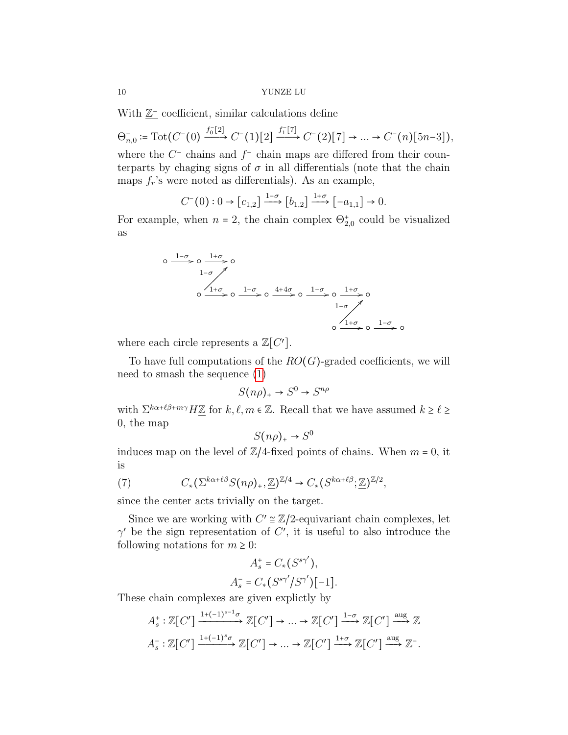With $\underline{\mathbb{Z}^-}$ coefficient, similar calculations define

$$\Theta^-_{n,0} := \mathrm{Tot}(C^-(0) \xrightarrow{f_0^-[2]} C^-(1)[2] \xrightarrow{f_1^-[7]} C^-(2)[7] \to \dots \to C^-(n)[5n-3]),$$

where the $C^-$ chains and $f^-$ chain maps are differed from their counterparts by chaging signs of $\sigma$ in all differentials (note that the chain maps $f_r$'s were noted as differentials). As an example,

$$C^-(0) : 0 \to [c_{1,2}] \xrightarrow{1-\sigma} [b_{1,2}] \xrightarrow{1+\sigma} [-a_{1,1}] \to 0.$$

For example, when $n = 2$, the chain complex $\Theta^+_{2,0}$ could be visualized as

$$\begin{array}{ccccccccccc}
\circ \xrightarrow{1-\sigma} & \circ & \xrightarrow{1+\sigma} \circ & & & & & & & & \\
& & \nearrow_{1-\sigma} & & & & & & & & \\
& \circ & \xrightarrow{1+\sigma} \circ & \xrightarrow{1-\sigma} \circ & \xrightarrow{4+4\sigma} \circ & \xrightarrow{1-\sigma} & \circ & \xrightarrow{1+\sigma} \circ & & & \\
& & & & & & & \nearrow_{1-\sigma} & & & \\
& & & & & & \circ & \xrightarrow{1+\sigma} \circ & \xrightarrow{1-\sigma} \circ & &
\end{array}$$

where each circle represents a $\mathbb{Z}[C']$.

To have full computations of the $RO(G)$-graded coefficients, we will need to smash the sequence (1)

$$S(n\rho)_+ \to S^0 \to S^{n\rho}$$

with $\Sigma^{k\alpha+\ell\beta+m\gamma} H\underline{\mathbb{Z}}$ for $k, \ell, m \in \mathbb{Z}$. Recall that we have assumed $k \geq \ell \geq 0$, the map

$$S(n\rho)_+ \to S^0$$

induces map on the level of $\mathbb{Z}/4$-fixed points of chains. When $m = 0$, it is

$$C_*(\Sigma^{k\alpha+\ell\beta} S(n\rho)_+, \underline{\mathbb{Z}})^{\mathbb{Z}/4} \to C_*(S^{k\alpha+\ell\beta}; \underline{\mathbb{Z}})^{\mathbb{Z}/2}, \tag{7}$$

since the center acts trivially on the target.

Since we are working with $C' \cong \mathbb{Z}/2$-equivariant chain complexes, let $\gamma'$ be the sign representation of $C'$, it is useful to also introduce the following notations for $m \geq 0$:

$$A^+_s = C_*(S^{s\gamma'}),$$
$$A^-_s = C_*(S^{s\gamma'}/S^{\gamma'})[-1].$$

These chain complexes are given explictly by

$$A^+_s : \mathbb{Z}[C'] \xrightarrow{1+(-1)^{s-1}\sigma} \mathbb{Z}[C'] \to \dots \to \mathbb{Z}[C'] \xrightarrow{1-\sigma} \mathbb{Z}[C'] \xrightarrow{\text{aug}} \mathbb{Z}$$

$$A^-_s : \mathbb{Z}[C'] \xrightarrow{1+(-1)^{s}\sigma} \mathbb{Z}[C'] \to \dots \to \mathbb{Z}[C'] \xrightarrow{1+\sigma} \mathbb{Z}[C'] \xrightarrow{\text{aug}} \mathbb{Z}^-.$$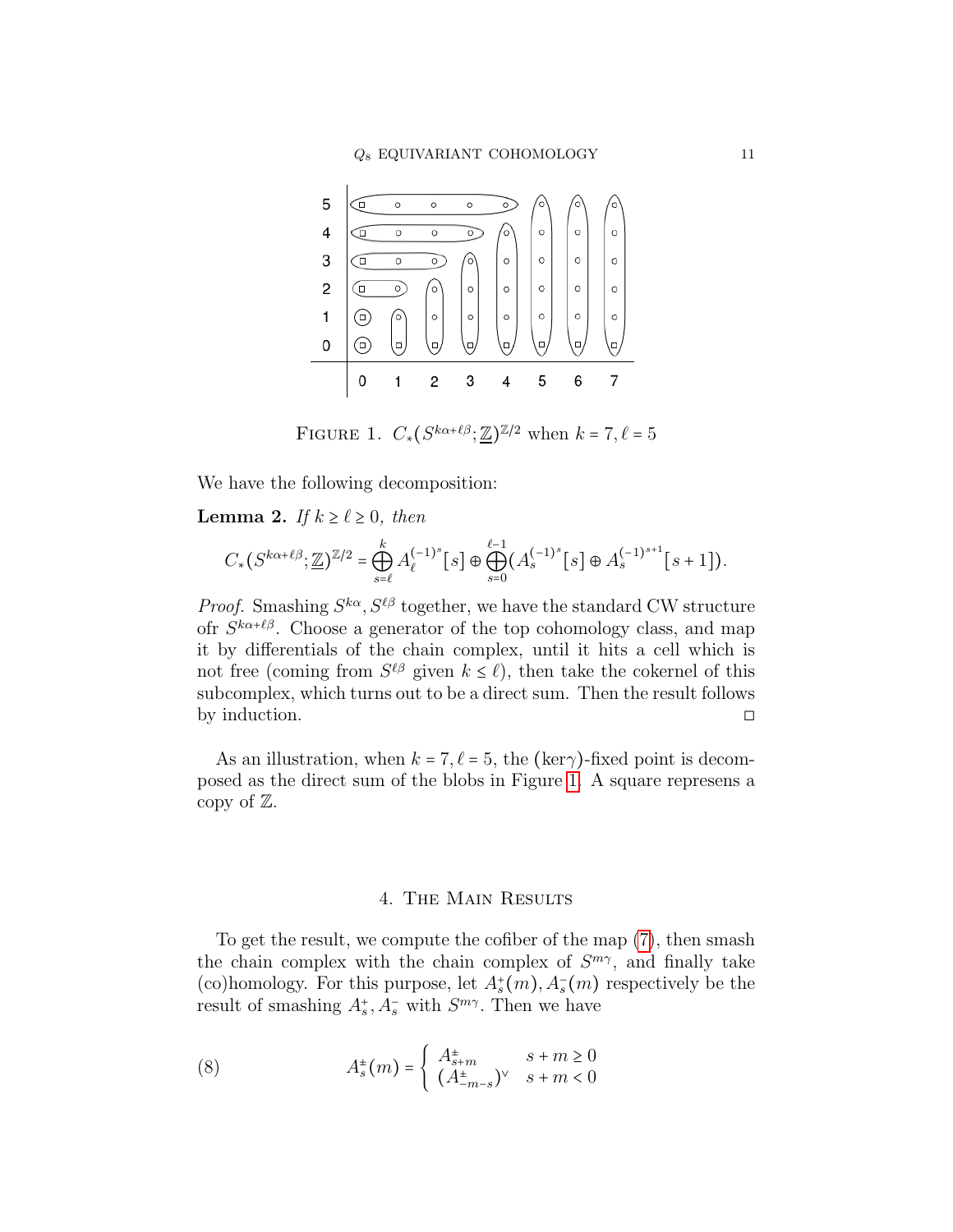FIGURE 1. $C_*(S^{k\alpha+\ell\beta};\underline{\mathbb{Z}})^{\mathbb{Z}/2}$ when $k=7,\ell=5$

We have the following decomposition:

**Lemma 2.** *If $k \geq \ell \geq 0$, then*

$$C_*(S^{k\alpha+\ell\beta};\underline{\mathbb{Z}})^{\mathbb{Z}/2} = \bigoplus_{s=\ell}^{k} A_\ell^{(-1)^s}[s] \oplus \bigoplus_{s=0}^{\ell-1} (A_s^{(-1)^s}[s] \oplus A_s^{(-1)^{s+1}}[s+1]).$$

*Proof.* Smashing $S^{k\alpha}, S^{\ell\beta}$ together, we have the standard CW structure ofr $S^{k\alpha+\ell\beta}$. Choose a generator of the top cohomology class, and map it by differentials of the chain complex, until it hits a cell which is not free (coming from $S^{\ell\beta}$ given $k\leq\ell$), then take the cokernel of this subcomplex, which turns out to be a direct sum. Then the result follows by induction. ◻

As an illustration, when $k=7,\ell=5$, the $(\ker\gamma)$-fixed point is decomposed as the direct sum of the blobs in Figure 1. A square represens a copy of $\mathbb{Z}$.

## 4. The Main Results

To get the result, we compute the cofiber of the map (7), then smash the chain complex with the chain complex of $S^{m\gamma}$, and finally take (co)homology. For this purpose, let $A_s^+(m), A_s^-(m)$ respectively be the result of smashing $A_s^+, A_s^-$ with $S^{m\gamma}$. Then we have

$$A_s^\pm(m) = \begin{cases} A_{s+m}^\pm & s+m\geq 0 \\ (A_{-m-s}^\pm)^\vee & s+m<0 \end{cases} \tag{8}$$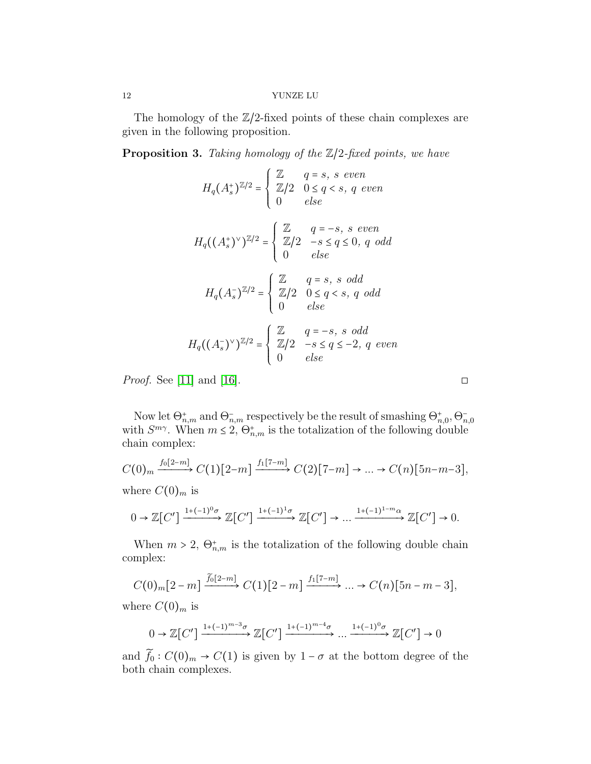The homology of the $\mathbb{Z}/2$-fixed points of these chain complexes are given in the following proposition.

**Proposition 3.** *Taking homology of the $\mathbb{Z}/2$-fixed points, we have*

$$H_q(A_s^+)^{\mathbb{Z}/2} = \begin{cases} \mathbb{Z} & q = s, \ s \ even \\ \mathbb{Z}/2 & 0 \leq q < s, \ q \ even \\ 0 & else \end{cases}$$

$$H_q((A_s^+)^\vee)^{\mathbb{Z}/2} = \begin{cases} \mathbb{Z} & q = -s, \ s \ even \\ \mathbb{Z}/2 & -s \leq q \leq 0, \ q \ odd \\ 0 & else \end{cases}$$

$$H_q(A_s^-)^{\mathbb{Z}/2} = \begin{cases} \mathbb{Z} & q = s, \ s \ odd \\ \mathbb{Z}/2 & 0 \leq q < s, \ q \ odd \\ 0 & else \end{cases}$$

$$H_q((A_s^-)^\vee)^{\mathbb{Z}/2} = \begin{cases} \mathbb{Z} & q = -s, \ s \ odd \\ \mathbb{Z}/2 & -s \leq q \leq -2, \ q \ even \\ 0 & else \end{cases}$$

*Proof.* See [11] and [16]. ◻

Now let $\Theta^+_{n,m}$ and $\Theta^-_{n,m}$ respectively be the result of smashing $\Theta^+_{n,0}, \Theta^-_{n,0}$ with $S^{m\gamma}$. When $m \leq 2$, $\Theta^+_{n,m}$ is the totalization of the following double chain complex:

$$C(0)_m \xrightarrow{f_0[2-m]} C(1)[2-m] \xrightarrow{f_1[7-m]} C(2)[7-m] \to \ldots \to C(n)[5n-m-3],$$

where $C(0)_m$ is

$$0 \to \mathbb{Z}[C'] \xrightarrow{1+(-1)^0\sigma} \mathbb{Z}[C'] \xrightarrow{1+(-1)^1\sigma} \mathbb{Z}[C'] \to \ldots \xrightarrow{1+(-1)^{1-m}\alpha} \mathbb{Z}[C'] \to 0.$$

When $m > 2$, $\Theta^+_{n,m}$ is the totalization of the following double chain complex:

$$C(0)_m[2-m] \xrightarrow{\widetilde{f}_0[2-m]} C(1)[2-m] \xrightarrow{f_1[7-m]} \ldots \to C(n)[5n-m-3],$$

where $C(0)_m$ is

$$0 \to \mathbb{Z}[C'] \xrightarrow{1+(-1)^{m-3}\sigma} \mathbb{Z}[C'] \xrightarrow{1+(-1)^{m-4}\sigma} \ldots \xrightarrow{1+(-1)^0\sigma} \mathbb{Z}[C'] \to 0$$

and $\widetilde{f}_0 : C(0)_m \to C(1)$ is given by $1 - \sigma$ at the bottom degree of the both chain complexes.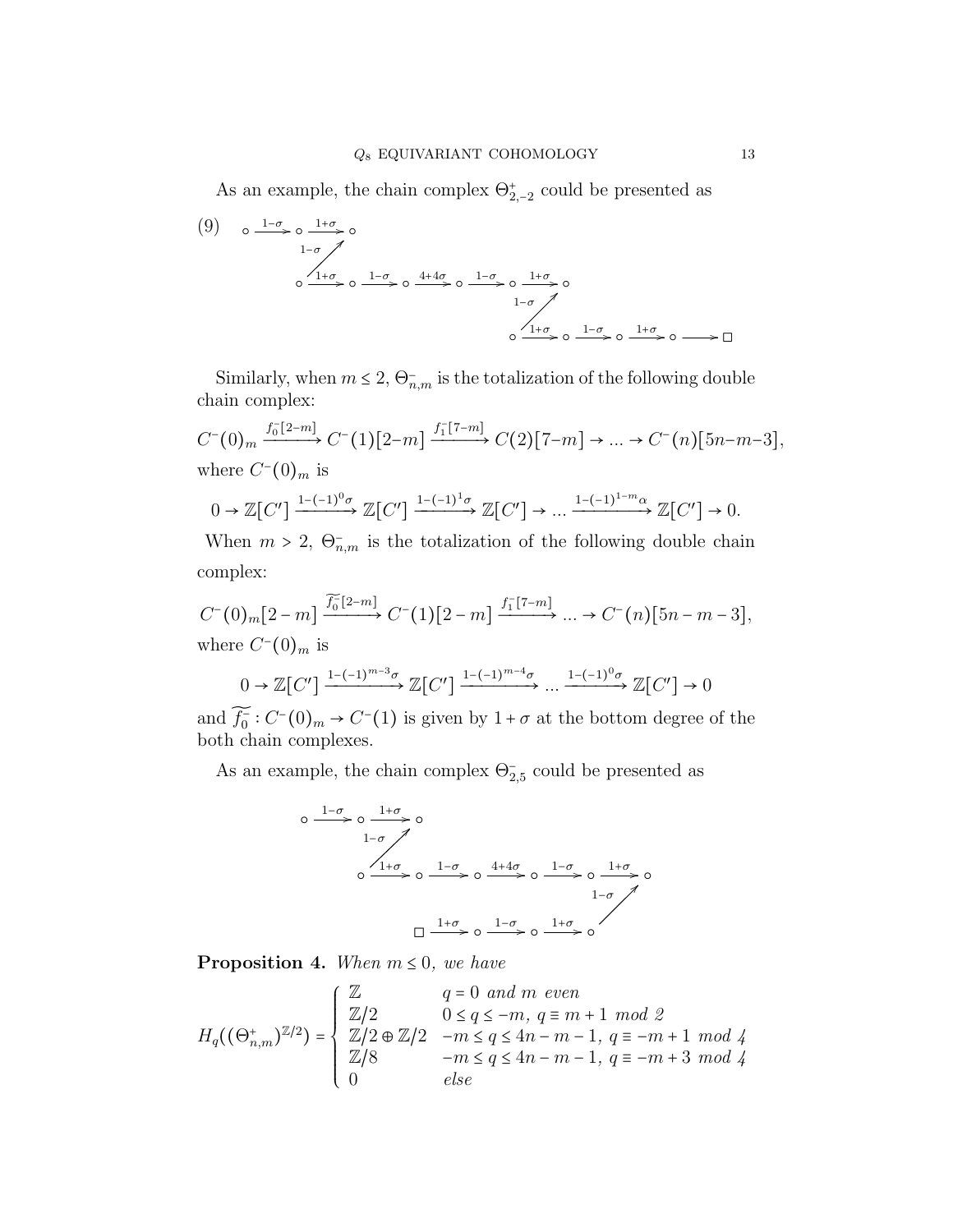As an example, the chain complex $\Theta^+_{2,-2}$ could be presented as

(9)
$$
\begin{array}{l}
\circ \xrightarrow{1-\sigma} \circ \xrightarrow{1+\sigma} \circ \\
\qquad\quad \nearrow_{1-\sigma} \\
\qquad \circ \xrightarrow{1+\sigma} \circ \xrightarrow{1-\sigma} \circ \xrightarrow{4+4\sigma} \circ \xrightarrow{1-\sigma} \circ \xrightarrow{1+\sigma} \circ \\
\qquad\qquad\qquad\qquad\qquad\qquad\qquad\quad \nearrow_{1-\sigma} \\
\qquad\qquad\qquad\qquad\qquad\qquad \circ \xrightarrow{1+\sigma} \circ \xrightarrow{1-\sigma} \circ \xrightarrow{1+\sigma} \circ \longrightarrow \square
\end{array}
$$

Similarly, when $m \leq 2$, $\Theta^-_{n,m}$ is the totalization of the following double chain complex:

$$C^-(0)_m \xrightarrow{f_0^-[2-m]} C^-(1)[2-m] \xrightarrow{f_1^-[7-m]} C(2)[7-m] \to \ldots \to C^-(n)[5n-m-3],$$

where $C^-(0)_m$ is

$$0 \to \mathbb{Z}[C'] \xrightarrow{1-(-1)^0\sigma} \mathbb{Z}[C'] \xrightarrow{1-(-1)^1\sigma} \mathbb{Z}[C'] \to \ldots \xrightarrow{1-(-1)^{1-m}\alpha} \mathbb{Z}[C'] \to 0.$$

When $m > 2$, $\Theta^-_{n,m}$ is the totalization of the following double chain complex:

$$C^-(0)_m[2-m] \xrightarrow{\widetilde{f_0^-}[2-m]} C^-(1)[2-m] \xrightarrow{f_1^-[7-m]} \ldots \to C^-(n)[5n-m-3],$$

where $C^-(0)_m$ is

$$0 \to \mathbb{Z}[C'] \xrightarrow{1-(-1)^{m-3}\sigma} \mathbb{Z}[C'] \xrightarrow{1-(-1)^{m-4}\sigma} \ldots \xrightarrow{1-(-1)^0\sigma} \mathbb{Z}[C'] \to 0$$

and $\widetilde{f_0^-} : C^-(0)_m \to C^-(1)$ is given by $1+\sigma$ at the bottom degree of the both chain complexes.

As an example, the chain complex $\Theta^-_{2,5}$ could be presented as

$$
\begin{array}{l}
\circ \xrightarrow{1-\sigma} \circ \xrightarrow{1+\sigma} \circ \\
\qquad\quad \nearrow_{1-\sigma} \\
\qquad \circ \xrightarrow{1+\sigma} \circ \xrightarrow{1-\sigma} \circ \xrightarrow{4+4\sigma} \circ \xrightarrow{1-\sigma} \circ \xrightarrow{1+\sigma} \circ \\
\qquad\qquad\qquad\qquad\qquad\qquad\qquad\quad \nearrow_{1-\sigma} \\
\qquad\qquad\quad \square \xrightarrow{1+\sigma} \circ \xrightarrow{1-\sigma} \circ \xrightarrow{1+\sigma} \circ
\end{array}
$$

**Proposition 4.** *When $m \leq 0$, we have*

$$H_q((\Theta^+_{n,m})^{\mathbb{Z}/2}) = \begin{cases} \mathbb{Z} & q = 0 \text{ and } m \text{ even} \\ \mathbb{Z}/2 & 0 \leq q \leq -m,\ q \equiv m+1 \mod 2 \\ \mathbb{Z}/2 \oplus \mathbb{Z}/2 & -m \leq q \leq 4n-m-1,\ q \equiv -m+1 \mod 4 \\ \mathbb{Z}/8 & -m \leq q \leq 4n-m-1,\ q \equiv -m+3 \mod 4 \\ 0 & \text{else} \end{cases}$$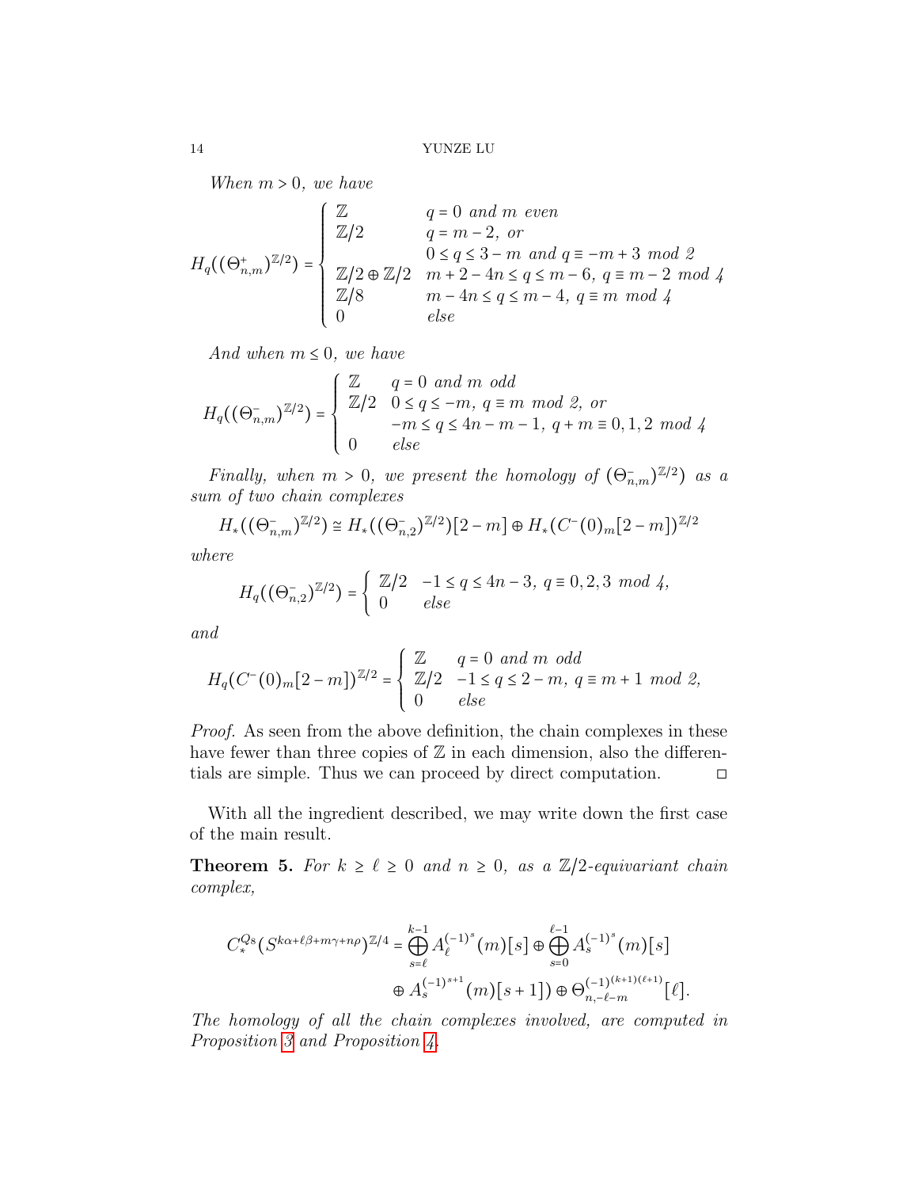*When $m > 0$, we have*

$$H_q((\Theta^+_{n,m})^{\mathbb{Z}/2}) = \begin{cases} \mathbb{Z} & q = 0 \text{ and } m \text{ even} \\ \mathbb{Z}/2 & q = m-2, \text{ or} \\ & 0 \le q \le 3-m \text{ and } q \equiv -m+3 \text{ mod } 2 \\ \mathbb{Z}/2 \oplus \mathbb{Z}/2 & m+2-4n \le q \le m-6,\ q \equiv m-2 \text{ mod } 4 \\ \mathbb{Z}/8 & m-4n \le q \le m-4,\ q \equiv m \text{ mod } 4 \\ 0 & \text{else} \end{cases}$$

*And when $m \le 0$, we have*

$$H_q((\Theta^-_{n,m})^{\mathbb{Z}/2}) = \begin{cases} \mathbb{Z} & q = 0 \text{ and } m \text{ odd} \\ \mathbb{Z}/2 & 0 \le q \le -m,\ q \equiv m \text{ mod } 2, \text{ or} \\ & -m \le q \le 4n-m-1,\ q+m \equiv 0,1,2 \text{ mod } 4 \\ 0 & \text{else} \end{cases}$$

*Finally, when $m > 0$, we present the homology of $(\Theta^-_{n,m})^{\mathbb{Z}/2})$ as a sum of two chain complexes*

$$H_*((\Theta^-_{n,m})^{\mathbb{Z}/2}) \cong H_*((\Theta^-_{n,2})^{\mathbb{Z}/2})[2-m] \oplus H_*(C^-(0)_m[2-m])^{\mathbb{Z}/2}$$

*where*

$$H_q((\Theta^-_{n,2})^{\mathbb{Z}/2}) = \begin{cases} \mathbb{Z}/2 & -1 \le q \le 4n-3,\ q \equiv 0,2,3 \text{ mod } 4, \\ 0 & \text{else} \end{cases}$$

*and*

$$H_q(C^-(0)_m[2-m])^{\mathbb{Z}/2} = \begin{cases} \mathbb{Z} & q = 0 \text{ and } m \text{ odd} \\ \mathbb{Z}/2 & -1 \le q \le 2-m,\ q \equiv m+1 \text{ mod } 2, \\ 0 & \text{else} \end{cases}$$

*Proof.* As seen from the above definition, the chain complexes in these have fewer than three copies of $\mathbb{Z}$ in each dimension, also the differentials are simple. Thus we can proceed by direct computation. $\square$

With all the ingredient described, we may write down the first case of the main result.

**Theorem 5.** *For $k \ge \ell \ge 0$ and $n \ge 0$, as a $\mathbb{Z}/2$-equivariant chain complex,*

$$C^{Q_8}_*(S^{k\alpha+\ell\beta+m\gamma+n\rho})^{\mathbb{Z}/4} = \bigoplus_{s=\ell}^{k-1} A_\ell^{(-1)^s}(m)[s] \oplus \bigoplus_{s=0}^{\ell-1} A_s^{(-1)^s}(m)[s]$$
$$\oplus A_s^{(-1)^{s+1}}(m)[s+1]) \oplus \Theta^{(-1)^{(k+1)(\ell+1)}}_{n,-\ell-m}[\ell].$$

*The homology of all the chain complexes involved, are computed in Proposition 3 and Proposition 4.*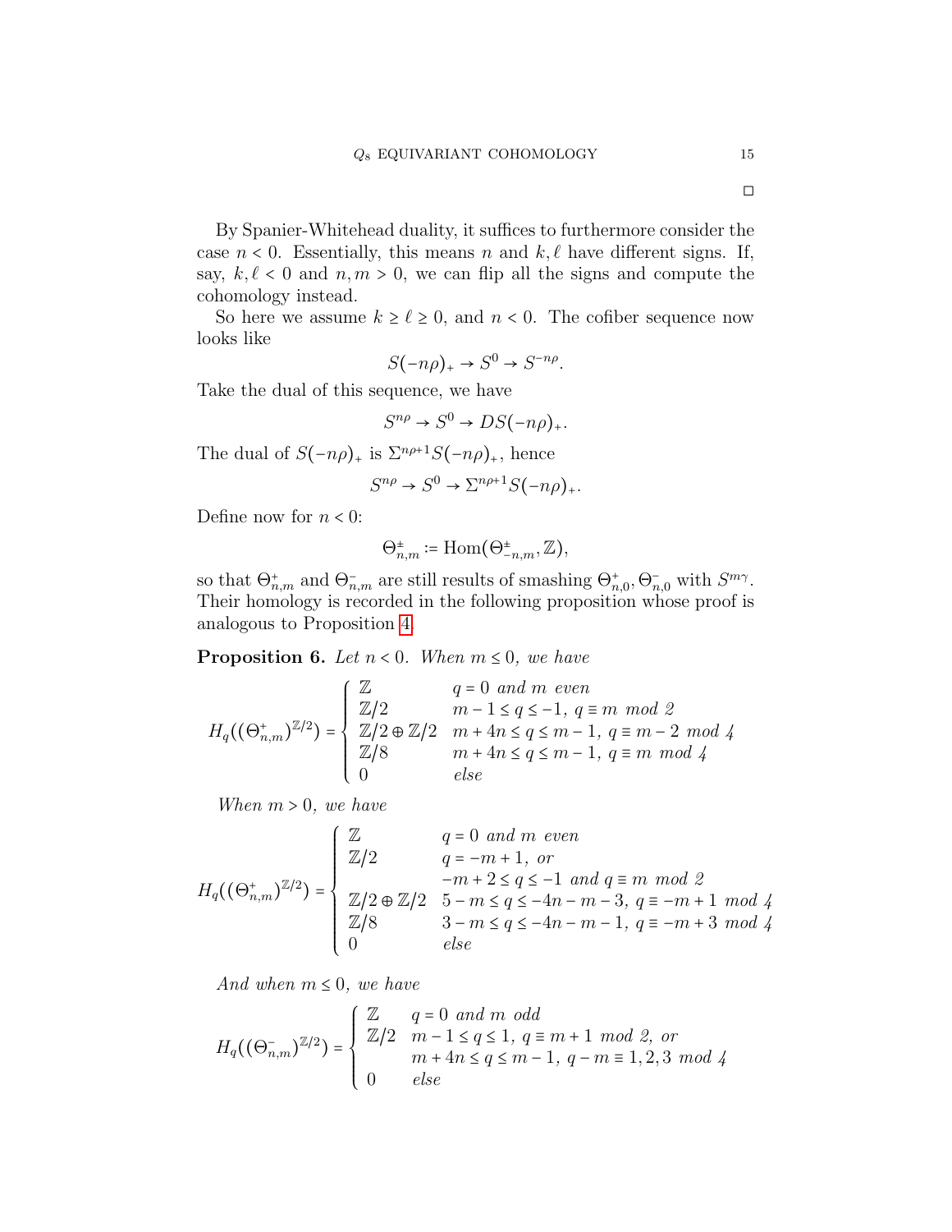□

By Spanier-Whitehead duality, it suffices to furthermore consider the case $n < 0$. Essentially, this means $n$ and $k, \ell$ have different signs. If, say, $k, \ell < 0$ and $n, m > 0$, we can flip all the signs and compute the cohomology instead.

So here we assume $k \geq \ell \geq 0$, and $n < 0$. The cofiber sequence now looks like

$$S(-n\rho)_+ \to S^0 \to S^{-n\rho}.$$

Take the dual of this sequence, we have

$$S^{n\rho} \to S^0 \to DS(-n\rho)_+.$$

The dual of $S(-n\rho)_+$ is $\Sigma^{n\rho+1} S(-n\rho)_+$, hence

$$S^{n\rho} \to S^0 \to \Sigma^{n\rho+1} S(-n\rho)_+.$$

Define now for $n < 0$:

$$\Theta^{\pm}_{n,m} := \mathrm{Hom}(\Theta^{\pm}_{-n,m}, \mathbb{Z}),$$

so that $\Theta^{+}_{n,m}$ and $\Theta^{-}_{n,m}$ are still results of smashing $\Theta^{+}_{n,0}, \Theta^{-}_{n,0}$ with $S^{m\gamma}$. Their homology is recorded in the following proposition whose proof is analogous to Proposition 4.

**Proposition 6.** *Let $n < 0$. When $m \leq 0$, we have*

$$H_q((\Theta^{+}_{n,m})^{\mathbb{Z}/2}) = \begin{cases} \mathbb{Z} & q = 0 \text{ and } m \text{ even} \\ \mathbb{Z}/2 & m-1 \leq q \leq -1,\ q \equiv m \text{ mod } 2 \\ \mathbb{Z}/2 \oplus \mathbb{Z}/2 & m+4n \leq q \leq m-1,\ q \equiv m-2 \text{ mod } 4 \\ \mathbb{Z}/8 & m+4n \leq q \leq m-1,\ q \equiv m \text{ mod } 4 \\ 0 & \text{else} \end{cases}$$

*When $m > 0$, we have*

$$H_q((\Theta^{+}_{n,m})^{\mathbb{Z}/2}) = \begin{cases} \mathbb{Z} & q = 0 \text{ and } m \text{ even} \\ \mathbb{Z}/2 & q = -m+1, \text{ or} \\ & -m+2 \leq q \leq -1 \text{ and } q \equiv m \text{ mod } 2 \\ \mathbb{Z}/2 \oplus \mathbb{Z}/2 & 5-m \leq q \leq -4n-m-3,\ q \equiv -m+1 \text{ mod } 4 \\ \mathbb{Z}/8 & 3-m \leq q \leq -4n-m-1,\ q \equiv -m+3 \text{ mod } 4 \\ 0 & \text{else} \end{cases}$$

*And when $m \leq 0$, we have*

$$H_q((\Theta^{-}_{n,m})^{\mathbb{Z}/2}) = \begin{cases} \mathbb{Z} & q = 0 \text{ and } m \text{ odd} \\ \mathbb{Z}/2 & m-1 \leq q \leq 1,\ q \equiv m+1 \text{ mod } 2, \text{ or} \\ & m+4n \leq q \leq m-1,\ q-m \equiv 1,2,3 \text{ mod } 4 \\ 0 & \text{else} \end{cases}$$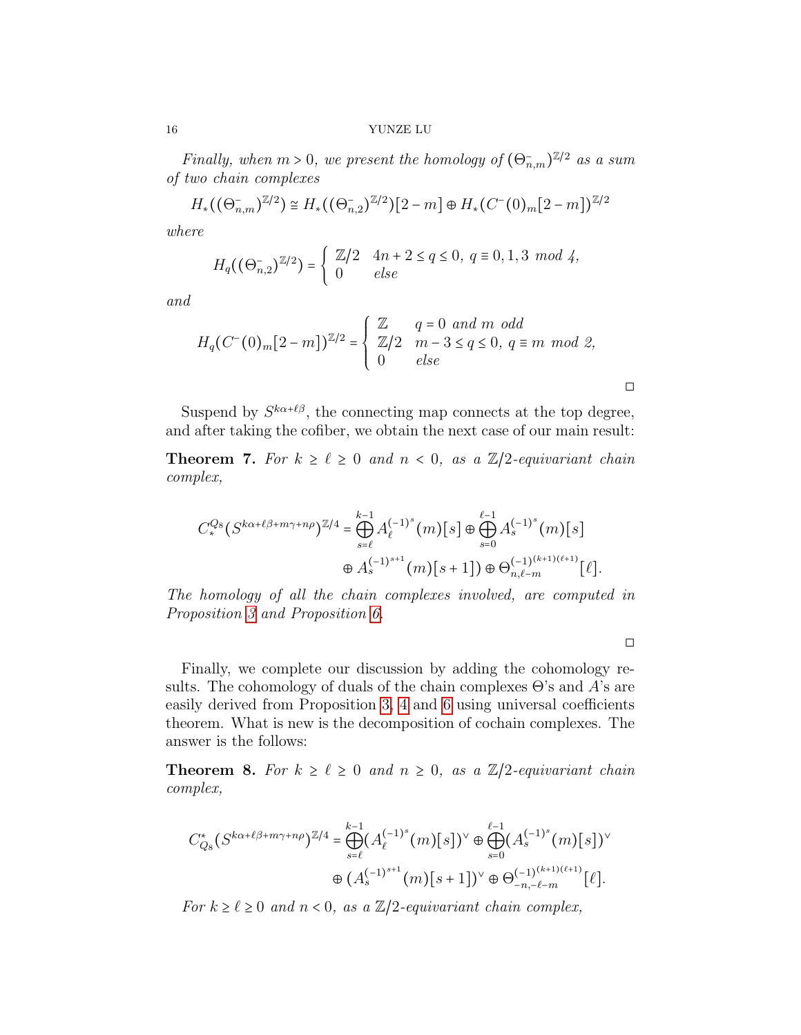*Finally, when $m > 0$, we present the homology of $(\Theta^-_{n,m})^{\mathbb{Z}/2}$ as a sum of two chain complexes*

$$H_*((\Theta^-_{n,m})^{\mathbb{Z}/2}) \cong H_*((\Theta^-_{n,2})^{\mathbb{Z}/2})[2-m] \oplus H_*(C^-(0)_m[2-m])^{\mathbb{Z}/2}$$

*where*

$$H_q((\Theta^-_{n,2})^{\mathbb{Z}/2}) = \begin{cases} \mathbb{Z}/2 & 4n+2 \le q \le 0,\ q \equiv 0,1,3 \ mod\ 4, \\ 0 & else \end{cases}$$

*and*

$$H_q(C^-(0)_m[2-m])^{\mathbb{Z}/2} = \begin{cases} \mathbb{Z} & q = 0 \ and\ m\ odd \\ \mathbb{Z}/2 & m-3 \le q \le 0,\ q \equiv m \ mod\ 2, \\ 0 & else \end{cases}$$

□

Suspend by $S^{k\alpha+\ell\beta}$, the connecting map connects at the top degree, and after taking the cofiber, we obtain the next case of our main result:

**Theorem 7.** *For $k \ge \ell \ge 0$ and $n < 0$, as a $\mathbb{Z}/2$-equivariant chain complex,*

$$C^{Q_8}_*(S^{k\alpha+\ell\beta+m\gamma+n\rho})^{\mathbb{Z}/4} = \bigoplus_{s=\ell}^{k-1} A_\ell^{(-1)^s}(m)[s] \oplus \bigoplus_{s=0}^{\ell-1} A_s^{(-1)^s}(m)[s]$$
$$\oplus A_s^{(-1)^{s+1}}(m)[s+1]) \oplus \Theta^{(-1)^{(k+1)(\ell+1)}}_{n,\ell-m}[\ell].$$

*The homology of all the chain complexes involved, are computed in Proposition 3 and Proposition 6.*

□

Finally, we complete our discussion by adding the cohomology results. The cohomology of duals of the chain complexes Θ's and $A$'s are easily derived from Proposition 3, 4 and 6 using universal coefficients theorem. What is new is the decomposition of cochain complexes. The answer is the follows:

**Theorem 8.** *For $k \ge \ell \ge 0$ and $n \ge 0$, as a $\mathbb{Z}/2$-equivariant chain complex,*

$$C^*_{Q_8}(S^{k\alpha+\ell\beta+m\gamma+n\rho})^{\mathbb{Z}/4} = \bigoplus_{s=\ell}^{k-1}(A_\ell^{(-1)^s}(m)[s])^\vee \oplus \bigoplus_{s=0}^{\ell-1}(A_s^{(-1)^s}(m)[s])^\vee$$
$$\oplus (A_s^{(-1)^{s+1}}(m)[s+1])^\vee \oplus \Theta^{(-1)^{(k+1)(\ell+1)}}_{-n,-\ell-m}[\ell].$$

*For $k \ge \ell \ge 0$ and $n < 0$, as a $\mathbb{Z}/2$-equivariant chain complex,*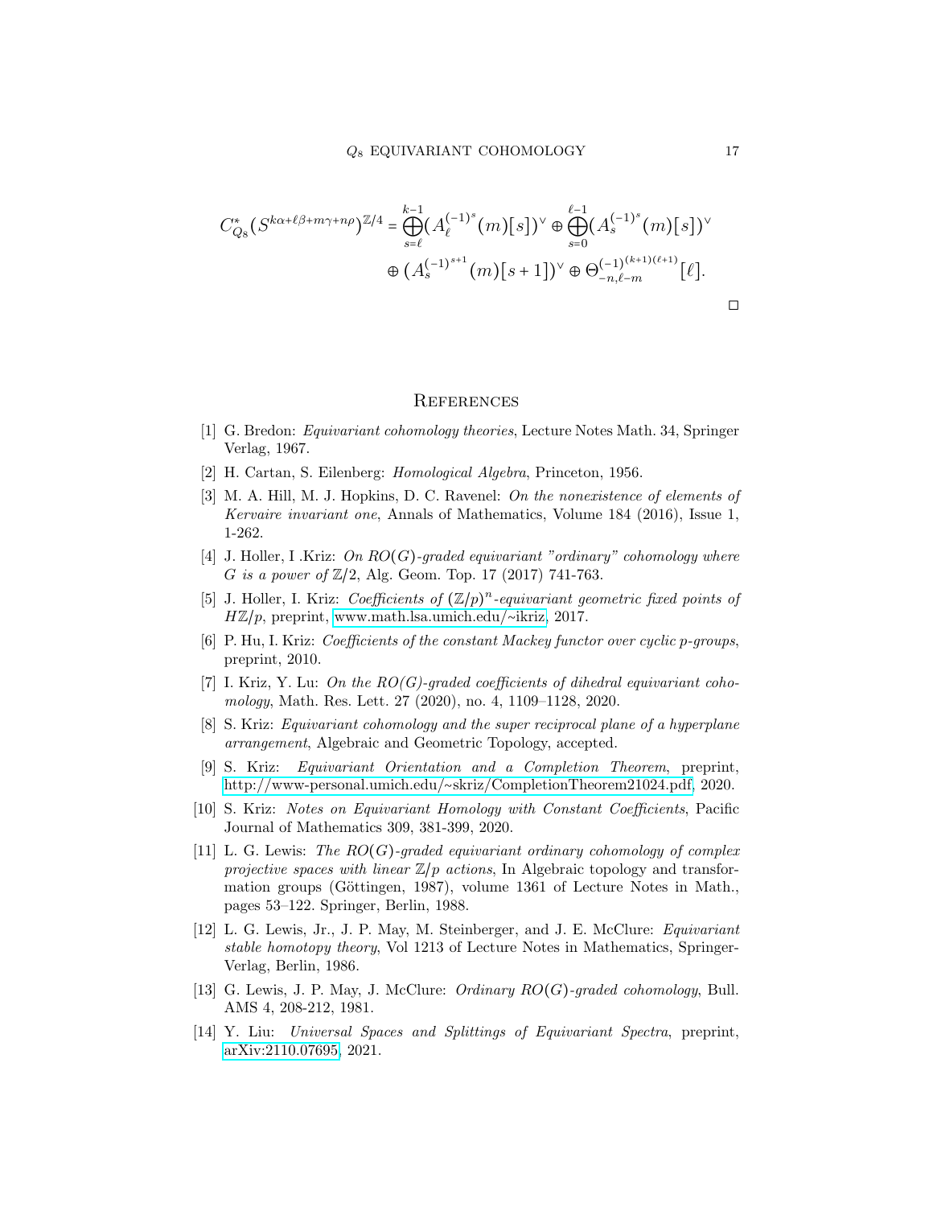$$C^*_{Q_8}(S^{k\alpha+\ell\beta+m\gamma+n\rho})^{\mathbb{Z}/4} = \bigoplus_{s=\ell}^{k-1}(A_\ell^{(-1)^s}(m)[s])^\vee \oplus \bigoplus_{s=0}^{\ell-1}(A_s^{(-1)^s}(m)[s])^\vee$$
$$\oplus\,(A_s^{(-1)^{s+1}}(m)[s+1])^\vee \oplus \Theta_{-n,\ell-m}^{(-1)^{(k+1)(\ell+1)}}[\ell].$$

□

## References

[1] G. Bredon: *Equivariant cohomology theories*, Lecture Notes Math. 34, Springer Verlag, 1967.

[2] H. Cartan, S. Eilenberg: *Homological Algebra*, Princeton, 1956.

[3] M. A. Hill, M. J. Hopkins, D. C. Ravenel: *On the nonexistence of elements of Kervaire invariant one*, Annals of Mathematics, Volume 184 (2016), Issue 1, 1-262.

[4] J. Holler, I .Kriz: *On RO(G)-graded equivariant "ordinary" cohomology where G is a power of $\mathbb{Z}/2$*, Alg. Geom. Top. 17 (2017) 741-763.

[5] J. Holler, I. Kriz: *Coefficients of $(\mathbb{Z}/p)^n$-equivariant geometric fixed points of $H\mathbb{Z}/p$*, preprint, www.math.lsa.umich.edu/~ikriz, 2017.

[6] P. Hu, I. Kriz: *Coefficients of the constant Mackey functor over cyclic p-groups*, preprint, 2010.

[7] I. Kriz, Y. Lu: *On the RO(G)-graded coefficients of dihedral equivariant cohomology*, Math. Res. Lett. 27 (2020), no. 4, 1109–1128, 2020.

[8] S. Kriz: *Equivariant cohomology and the super reciprocal plane of a hyperplane arrangement*, Algebraic and Geometric Topology, accepted.

[9] S. Kriz: *Equivariant Orientation and a Completion Theorem*, preprint, http://www-personal.umich.edu/~skriz/CompletionTheorem21024.pdf, 2020.

[10] S. Kriz: *Notes on Equivariant Homology with Constant Coefficients*, Pacific Journal of Mathematics 309, 381-399, 2020.

[11] L. G. Lewis: *The RO(G)-graded equivariant ordinary cohomology of complex projective spaces with linear $\mathbb{Z}/p$ actions*, In Algebraic topology and transformation groups (Göttingen, 1987), volume 1361 of Lecture Notes in Math., pages 53–122. Springer, Berlin, 1988.

[12] L. G. Lewis, Jr., J. P. May, M. Steinberger, and J. E. McClure: *Equivariant stable homotopy theory*, Vol 1213 of Lecture Notes in Mathematics, Springer-Verlag, Berlin, 1986.

[13] G. Lewis, J. P. May, J. McClure: *Ordinary RO(G)-graded cohomology*, Bull. AMS 4, 208-212, 1981.

[14] Y. Liu: *Universal Spaces and Splittings of Equivariant Spectra*, preprint, arXiv:2110.07695, 2021.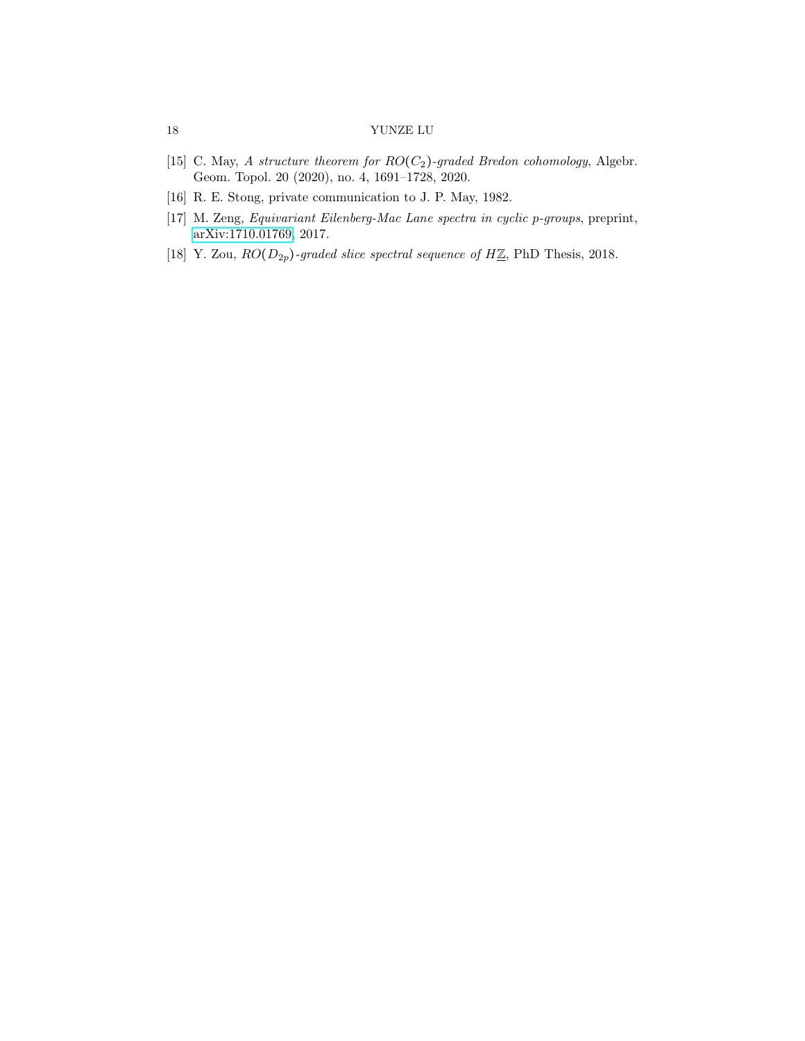[15] C. May, *A structure theorem for $RO(C_2)$-graded Bredon cohomology*, Algebr. Geom. Topol. 20 (2020), no. 4, 1691–1728, 2020.

[16] R. E. Stong, private communication to J. P. May, 1982.

[17] M. Zeng, *Equivariant Eilenberg-Mac Lane spectra in cyclic p-groups*, preprint, arXiv:1710.01769, 2017.

[18] Y. Zou, *$RO(D_{2p})$-graded slice spectral sequence of $H\underline{\mathbb{Z}}$*, PhD Thesis, 2018.